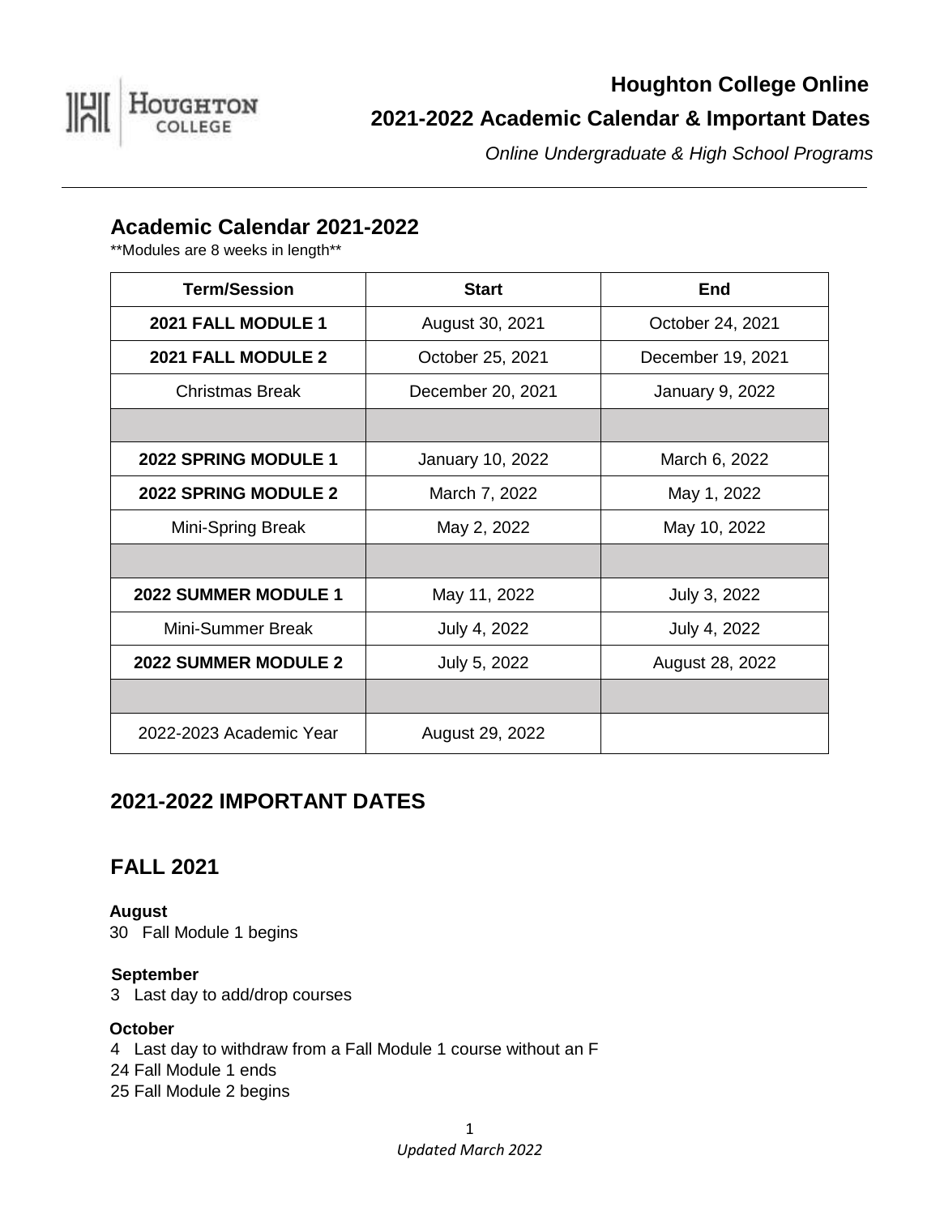# Houghton College Online

## 2021-2022 Academic Calendar & Important Dates

*Online Undergraduate & High School Programs*

## Academic Calendar 2021-2022

**Modules are 8 weeks in length**

| Term/Session | Start | End |
|---|---|---|
| **2021 FALL MODULE 1** | August 30, 2021 | October 24, 2021 |
| **2021 FALL MODULE 2** | October 25, 2021 | December 19, 2021 |
| Christmas Break | December 20, 2021 | January 9, 2022 |
| | | |
| **2022 SPRING MODULE 1** | January 10, 2022 | March 6, 2022 |
| **2022 SPRING MODULE 2** | March 7, 2022 | May 1, 2022 |
| Mini-Spring Break | May 2, 2022 | May 10, 2022 |
| | | |
| **2022 SUMMER MODULE 1** | May 11, 2022 | July 3, 2022 |
| Mini-Summer Break | July 4, 2022 | July 4, 2022 |
| **2022 SUMMER MODULE 2** | July 5, 2022 | August 28, 2022 |
| | | |
| 2022-2023 Academic Year | August 29, 2022 | |

## 2021-2022 IMPORTANT DATES

## FALL 2021

**August**

30 Fall Module 1 begins

**September**

3 Last day to add/drop courses

**October**

4 Last day to withdraw from a Fall Module 1 course without an F

24 Fall Module 1 ends

25 Fall Module 2 begins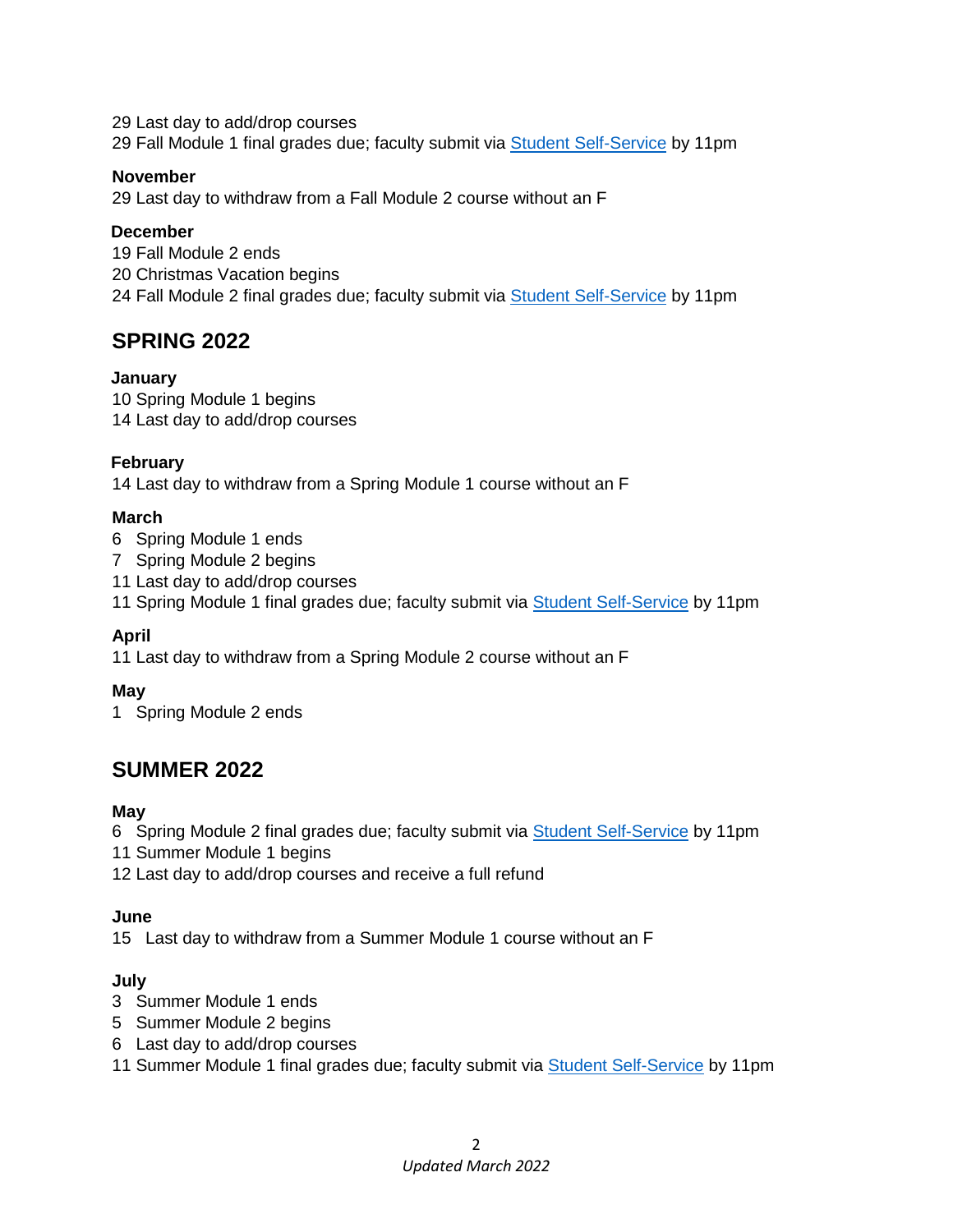29 Last day to add/drop courses
29 Fall Module 1 final grades due; faculty submit via [Student Self-Service] by 11pm

**November**
29 Last day to withdraw from a Fall Module 2 course without an F

**December**
19 Fall Module 2 ends
20 Christmas Vacation begins
24 Fall Module 2 final grades due; faculty submit via [Student Self-Service] by 11pm

## SPRING 2022

**January**
10 Spring Module 1 begins
14 Last day to add/drop courses

**February**
14 Last day to withdraw from a Spring Module 1 course without an F

**March**
6 Spring Module 1 ends
7 Spring Module 2 begins
11 Last day to add/drop courses
11 Spring Module 1 final grades due; faculty submit via [Student Self-Service] by 11pm

**April**
11 Last day to withdraw from a Spring Module 2 course without an F

**May**
1 Spring Module 2 ends

## SUMMER 2022

**May**
6 Spring Module 2 final grades due; faculty submit via [Student Self-Service] by 11pm
11 Summer Module 1 begins
12 Last day to add/drop courses and receive a full refund

**June**
15 Last day to withdraw from a Summer Module 1 course without an F

**July**
3 Summer Module 1 ends
5 Summer Module 2 begins
6 Last day to add/drop courses
11 Summer Module 1 final grades due; faculty submit via [Student Self-Service] by 11pm

*Updated March 2022*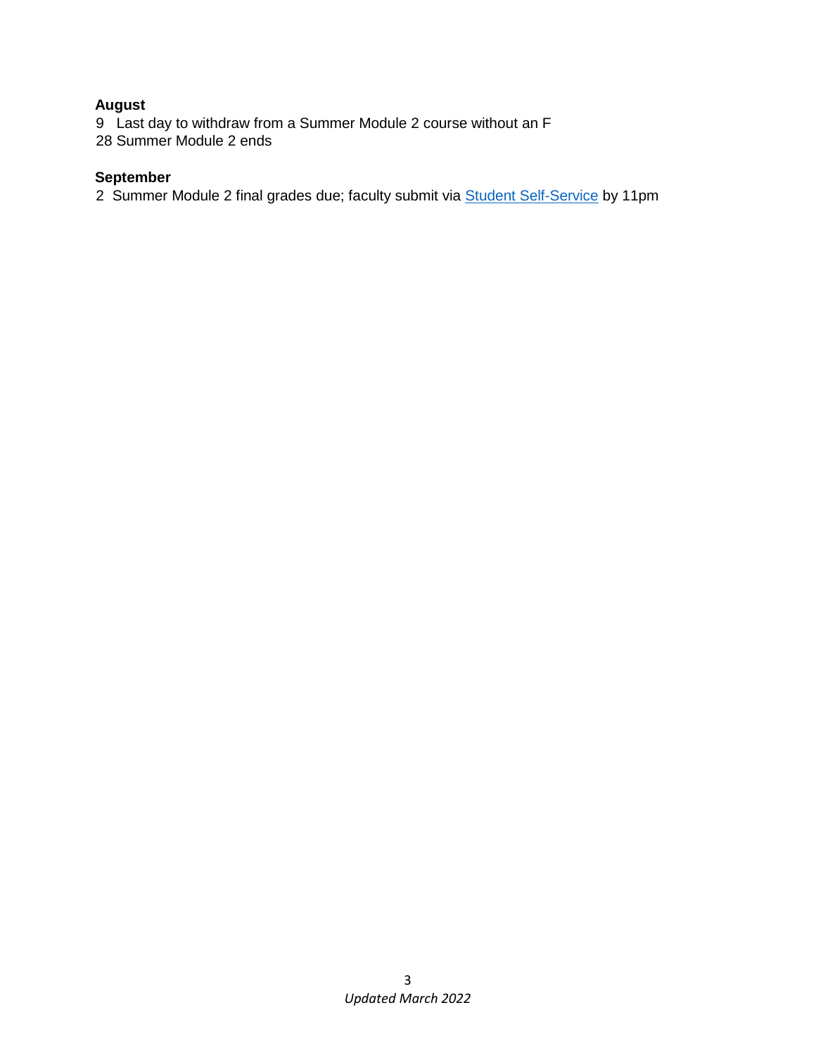**August**

9 Last day to withdraw from a Summer Module 2 course without an F
28 Summer Module 2 ends

**September**

2 Summer Module 2 final grades due; faculty submit via Student Self-Service by 11pm

*Updated March 2022*